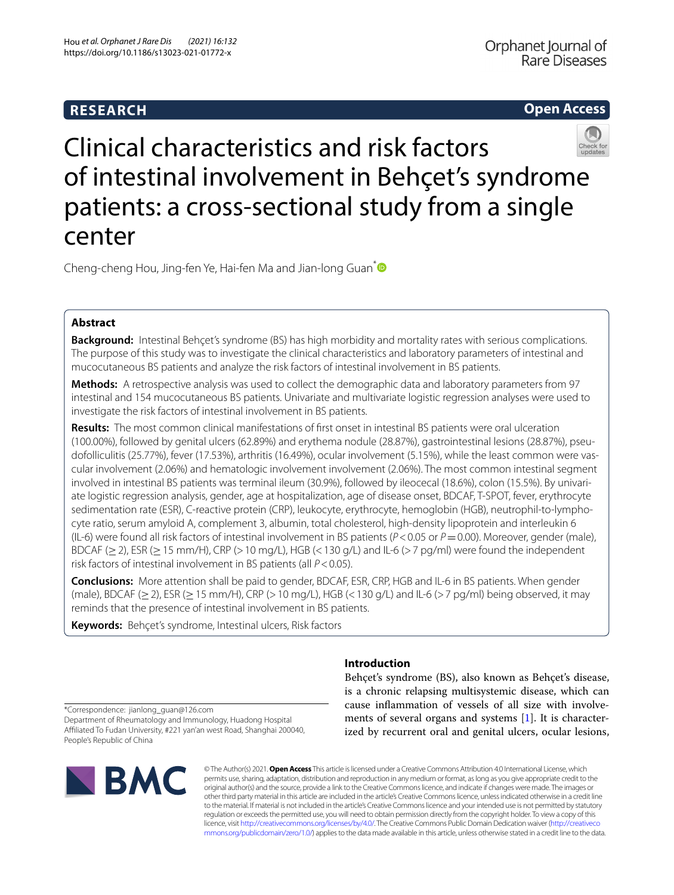RESEARCH

Open Access

# Clinical characteristics and risk factors of intestinal involvement in Behçet's syndrome patients: a cross-sectional study from a single center

Cheng-cheng Hou, Jing-fen Ye, Hai-fen Ma and Jian-long Guan*

## Abstract

**Background:** Intestinal Behçet's syndrome (BS) has high morbidity and mortality rates with serious complications. The purpose of this study was to investigate the clinical characteristics and laboratory parameters of intestinal and mucocutaneous BS patients and analyze the risk factors of intestinal involvement in BS patients.

**Methods:** A retrospective analysis was used to collect the demographic data and laboratory parameters from 97 intestinal and 154 mucocutaneous BS patients. Univariate and multivariate logistic regression analyses were used to investigate the risk factors of intestinal involvement in BS patients.

**Results:** The most common clinical manifestations of first onset in intestinal BS patients were oral ulceration (100.00%), followed by genital ulcers (62.89%) and erythema nodule (28.87%), gastrointestinal lesions (28.87%), pseudofolliculitis (25.77%), fever (17.53%), arthritis (16.49%), ocular involvement (5.15%), while the least common were vascular involvement (2.06%) and hematologic involvement involvement (2.06%). The most common intestinal segment involved in intestinal BS patients was terminal ileum (30.9%), followed by ileocecal (18.6%), colon (15.5%). By univariate logistic regression analysis, gender, age at hospitalization, age of disease onset, BDCAF, T-SPOT, fever, erythrocyte sedimentation rate (ESR), C-reactive protein (CRP), leukocyte, erythrocyte, hemoglobin (HGB), neutrophil-to-lymphocyte ratio, serum amyloid A, complement 3, albumin, total cholesterol, high-density lipoprotein and interleukin 6 (IL-6) were found all risk factors of intestinal involvement in BS patients ($P < 0.05$ or $P = 0.00$). Moreover, gender (male), BDCAF ($\geq 2$), ESR ($\geq 15$ mm/H), CRP ($> 10$ mg/L), HGB ($< 130$ g/L) and IL-6 ($> 7$ pg/ml) were found the independent risk factors of intestinal involvement in BS patients (all $P < 0.05$).

**Conclusions:** More attention shall be paid to gender, BDCAF, ESR, CRP, HGB and IL-6 in BS patients. When gender (male), BDCAF ($\geq 2$), ESR ($\geq 15$ mm/H), CRP ($> 10$ mg/L), HGB ($< 130$ g/L) and IL-6 ($> 7$ pg/ml) being observed, it may reminds that the presence of intestinal involvement in BS patients.

**Keywords:** Behçet's syndrome, Intestinal ulcers, Risk factors

## Introduction

Behçet's syndrome (BS), also known as Behçet's disease, is a chronic relapsing multisystemic disease, which can cause inflammation of vessels of all size with involvements of several organs and systems [1]. It is characterized by recurrent oral and genital ulcers, ocular lesions,

*Correspondence: jianlong_guan@126.com
Department of Rheumatology and Immunology, Huadong Hospital Affiliated To Fudan University, #221 yan'an west Road, Shanghai 200040, People's Republic of China

© The Author(s) 2021. **Open Access** This article is licensed under a Creative Commons Attribution 4.0 International License, which permits use, sharing, adaptation, distribution and reproduction in any medium or format, as long as you give appropriate credit to the original author(s) and the source, provide a link to the Creative Commons licence, and indicate if changes were made. The images or other third party material in this article are included in the article's Creative Commons licence, unless indicated otherwise in a credit line to the material. If material is not included in the article's Creative Commons licence and your intended use is not permitted by statutory regulation or exceeds the permitted use, you will need to obtain permission directly from the copyright holder. To view a copy of this licence, visit http://creativecommons.org/licenses/by/4.0/. The Creative Commons Public Domain Dedication waiver (http://creativecommons.org/publicdomain/zero/1.0/) applies to the data made available in this article, unless otherwise stated in a credit line to the data.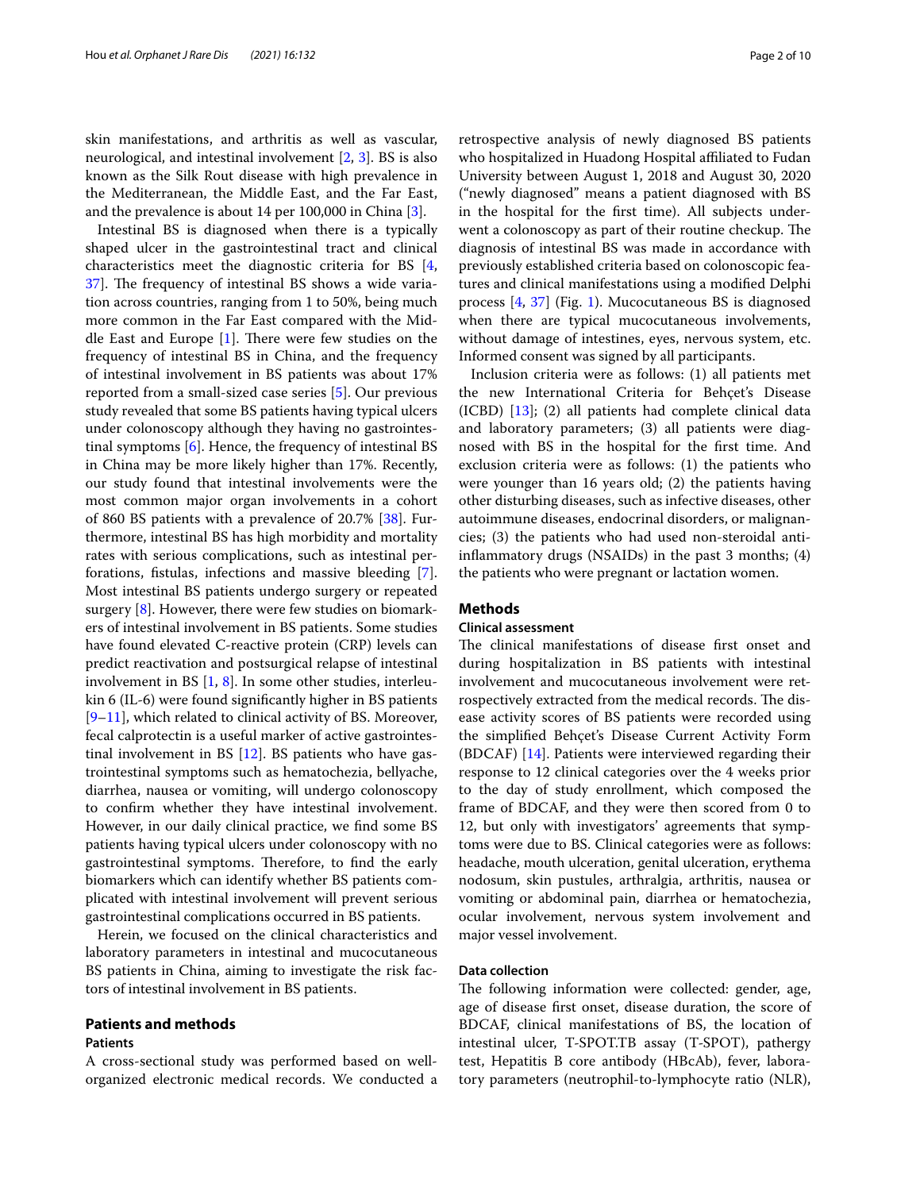skin manifestations, and arthritis as well as vascular, neurological, and intestinal involvement [2, 3]. BS is also known as the Silk Rout disease with high prevalence in the Mediterranean, the Middle East, and the Far East, and the prevalence is about 14 per 100,000 in China [3].

Intestinal BS is diagnosed when there is a typically shaped ulcer in the gastrointestinal tract and clinical characteristics meet the diagnostic criteria for BS [4, 37]. The frequency of intestinal BS shows a wide variation across countries, ranging from 1 to 50%, being much more common in the Far East compared with the Middle East and Europe [1]. There were few studies on the frequency of intestinal BS in China, and the frequency of intestinal involvement in BS patients was about 17% reported from a small-sized case series [5]. Our previous study revealed that some BS patients having typical ulcers under colonoscopy although they having no gastrointestinal symptoms [6]. Hence, the frequency of intestinal BS in China may be more likely higher than 17%. Recently, our study found that intestinal involvements were the most common major organ involvements in a cohort of 860 BS patients with a prevalence of 20.7% [38]. Furthermore, intestinal BS has high morbidity and mortality rates with serious complications, such as intestinal perforations, fistulas, infections and massive bleeding [7]. Most intestinal BS patients undergo surgery or repeated surgery [8]. However, there were few studies on biomarkers of intestinal involvement in BS patients. Some studies have found elevated C-reactive protein (CRP) levels can predict reactivation and postsurgical relapse of intestinal involvement in BS [1, 8]. In some other studies, interleukin 6 (IL-6) were found significantly higher in BS patients [9–11], which related to clinical activity of BS. Moreover, fecal calprotectin is a useful marker of active gastrointestinal involvement in BS [12]. BS patients who have gastrointestinal symptoms such as hematochezia, bellyache, diarrhea, nausea or vomiting, will undergo colonoscopy to confirm whether they have intestinal involvement. However, in our daily clinical practice, we find some BS patients having typical ulcers under colonoscopy with no gastrointestinal symptoms. Therefore, to find the early biomarkers which can identify whether BS patients complicated with intestinal involvement will prevent serious gastrointestinal complications occurred in BS patients.

Herein, we focused on the clinical characteristics and laboratory parameters in intestinal and mucocutaneous BS patients in China, aiming to investigate the risk factors of intestinal involvement in BS patients.

## Patients and methods

### Patients

A cross-sectional study was performed based on well-organized electronic medical records. We conducted a retrospective analysis of newly diagnosed BS patients who hospitalized in Huadong Hospital affiliated to Fudan University between August 1, 2018 and August 30, 2020 ("newly diagnosed" means a patient diagnosed with BS in the hospital for the first time). All subjects underwent a colonoscopy as part of their routine checkup. The diagnosis of intestinal BS was made in accordance with previously established criteria based on colonoscopic features and clinical manifestations using a modified Delphi process [4, 37] (Fig. 1). Mucocutaneous BS is diagnosed when there are typical mucocutaneous involvements, without damage of intestines, eyes, nervous system, etc. Informed consent was signed by all participants.

Inclusion criteria were as follows: (1) all patients met the new International Criteria for Behçet's Disease (ICBD) [13]; (2) all patients had complete clinical data and laboratory parameters; (3) all patients were diagnosed with BS in the hospital for the first time. And exclusion criteria were as follows: (1) the patients who were younger than 16 years old; (2) the patients having other disturbing diseases, such as infective diseases, other autoimmune diseases, endocrinal disorders, or malignancies; (3) the patients who had used non-steroidal anti-inflammatory drugs (NSAIDs) in the past 3 months; (4) the patients who were pregnant or lactation women.

## Methods

### Clinical assessment

The clinical manifestations of disease first onset and during hospitalization in BS patients with intestinal involvement and mucocutaneous involvement were retrospectively extracted from the medical records. The disease activity scores of BS patients were recorded using the simplified Behçet's Disease Current Activity Form (BDCAF) [14]. Patients were interviewed regarding their response to 12 clinical categories over the 4 weeks prior to the day of study enrollment, which composed the frame of BDCAF, and they were then scored from 0 to 12, but only with investigators' agreements that symptoms were due to BS. Clinical categories were as follows: headache, mouth ulceration, genital ulceration, erythema nodosum, skin pustules, arthralgia, arthritis, nausea or vomiting or abdominal pain, diarrhea or hematochezia, ocular involvement, nervous system involvement and major vessel involvement.

### Data collection

The following information were collected: gender, age, age of disease first onset, disease duration, the score of BDCAF, clinical manifestations of BS, the location of intestinal ulcer, T-SPOT.TB assay (T-SPOT), pathergy test, Hepatitis B core antibody (HBcAb), fever, laboratory parameters (neutrophil-to-lymphocyte ratio (NLR),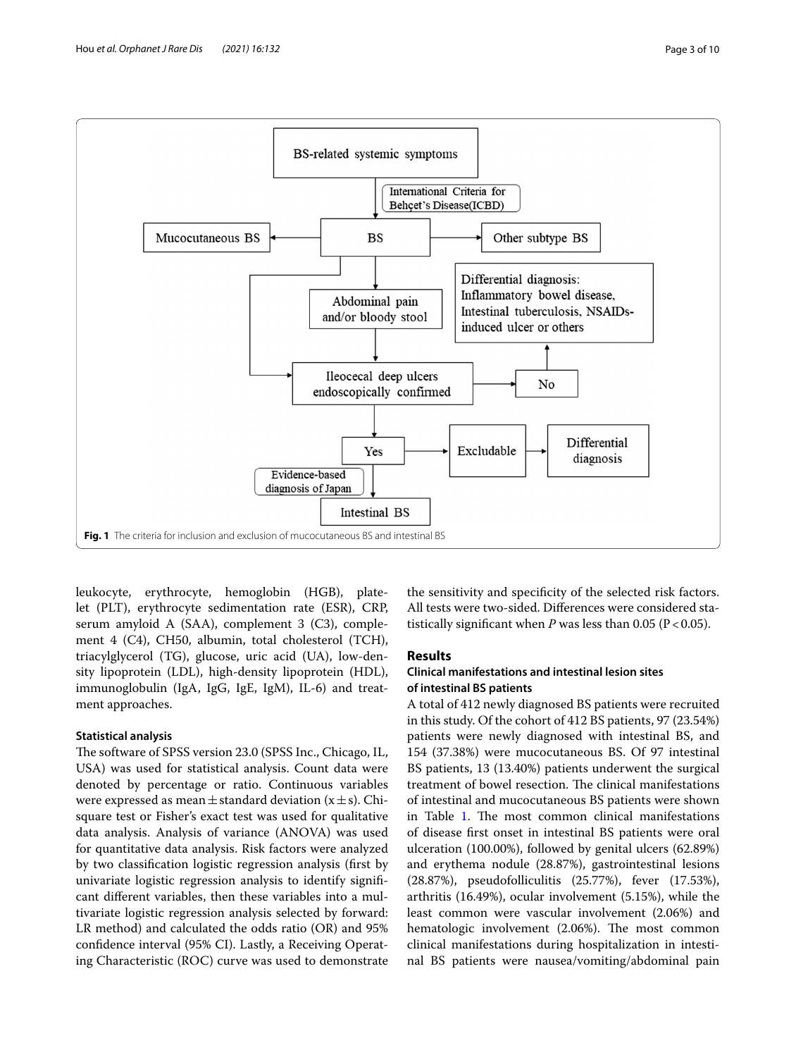**Fig. 1** The criteria for inclusion and exclusion of mucocutaneous BS and intestinal BS

leukocyte, erythrocyte, hemoglobin (HGB), platelet (PLT), erythrocyte sedimentation rate (ESR), CRP, serum amyloid A (SAA), complement 3 (C3), complement 4 (C4), CH50, albumin, total cholesterol (TCH), triacylglycerol (TG), glucose, uric acid (UA), low-density lipoprotein (LDL), high-density lipoprotein (HDL), immunoglobulin (IgA, IgG, IgE, IgM), IL-6) and treatment approaches.

### Statistical analysis

The software of SPSS version 23.0 (SPSS Inc., Chicago, IL, USA) was used for statistical analysis. Count data were denoted by percentage or ratio. Continuous variables were expressed as mean ± standard deviation ($x \pm s$). Chi-square test or Fisher's exact test was used for qualitative data analysis. Analysis of variance (ANOVA) was used for quantitative data analysis. Risk factors were analyzed by two classification logistic regression analysis (first by univariate logistic regression analysis to identify significant different variables, then these variables into a multivariate logistic regression analysis selected by forward: LR method) and calculated the odds ratio (OR) and 95% confidence interval (95% CI). Lastly, a Receiving Operating Characteristic (ROC) curve was used to demonstrate the sensitivity and specificity of the selected risk factors. All tests were two-sided. Differences were considered statistically significant when *P* was less than 0.05 ($P < 0.05$).

## Results

### Clinical manifestations and intestinal lesion sites of intestinal BS patients

A total of 412 newly diagnosed BS patients were recruited in this study. Of the cohort of 412 BS patients, 97 (23.54%) patients were newly diagnosed with intestinal BS, and 154 (37.38%) were mucocutaneous BS. Of 97 intestinal BS patients, 13 (13.40%) patients underwent the surgical treatment of bowel resection. The clinical manifestations of intestinal and mucocutaneous BS patients were shown in Table 1. The most common clinical manifestations of disease first onset in intestinal BS patients were oral ulceration (100.00%), followed by genital ulcers (62.89%) and erythema nodule (28.87%), gastrointestinal lesions (28.87%), pseudofolliculitis (25.77%), fever (17.53%), arthritis (16.49%), ocular involvement (5.15%), while the least common were vascular involvement (2.06%) and hematologic involvement (2.06%). The most common clinical manifestations during hospitalization in intestinal BS patients were nausea/vomiting/abdominal pain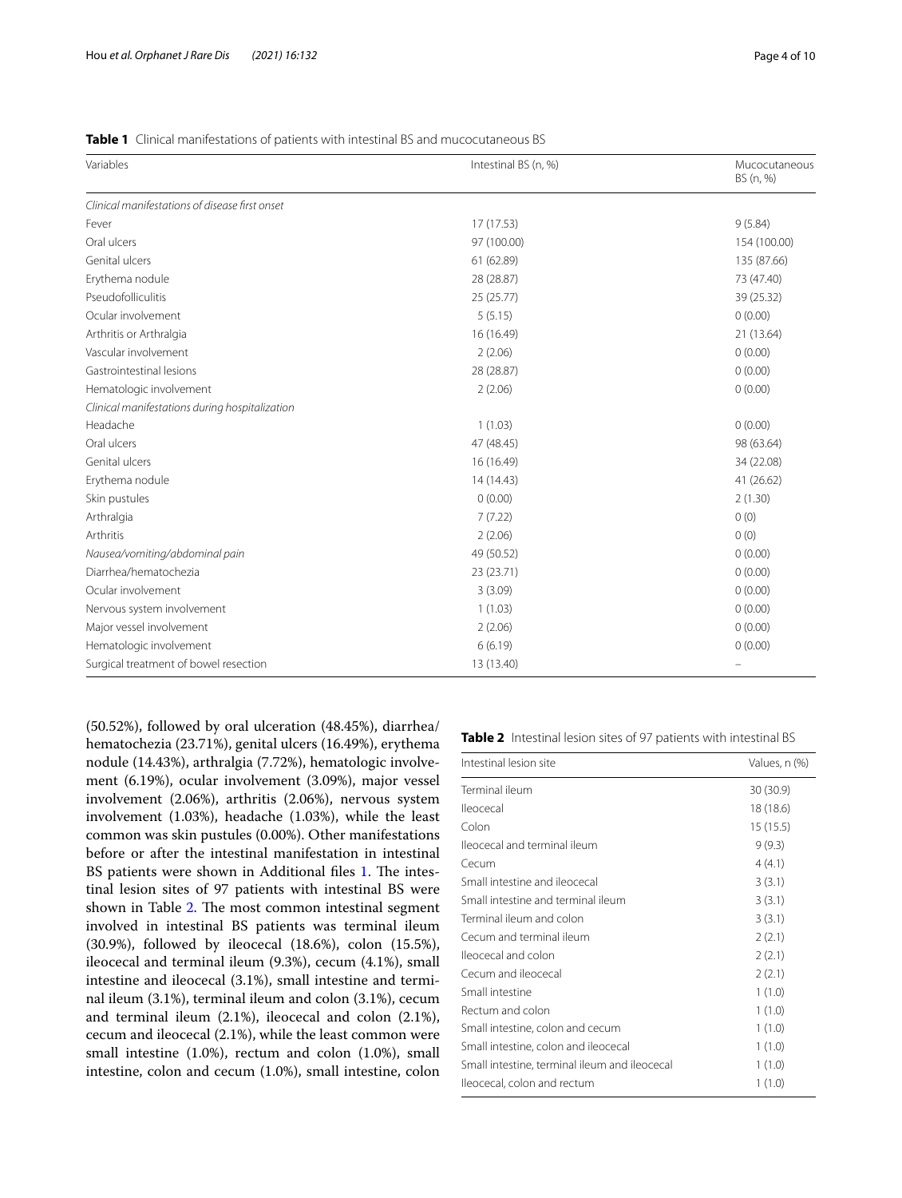**Table 1** Clinical manifestations of patients with intestinal BS and mucocutaneous BS

| Variables | Intestinal BS (n, %) | Mucocutaneous BS (n, %) |
|---|---|---|
| *Clinical manifestations of disease first onset* | | |
| Fever | 17 (17.53) | 9 (5.84) |
| Oral ulcers | 97 (100.00) | 154 (100.00) |
| Genital ulcers | 61 (62.89) | 135 (87.66) |
| Erythema nodule | 28 (28.87) | 73 (47.40) |
| Pseudofolliculitis | 25 (25.77) | 39 (25.32) |
| Ocular involvement | 5 (5.15) | 0 (0.00) |
| Arthritis or Arthralgia | 16 (16.49) | 21 (13.64) |
| Vascular involvement | 2 (2.06) | 0 (0.00) |
| Gastrointestinal lesions | 28 (28.87) | 0 (0.00) |
| Hematologic involvement | 2 (2.06) | 0 (0.00) |
| *Clinical manifestations during hospitalization* | | |
| Headache | 1 (1.03) | 0 (0.00) |
| Oral ulcers | 47 (48.45) | 98 (63.64) |
| Genital ulcers | 16 (16.49) | 34 (22.08) |
| Erythema nodule | 14 (14.43) | 41 (26.62) |
| Skin pustules | 0 (0.00) | 2 (1.30) |
| Arthralgia | 7 (7.22) | 0 (0) |
| Arthritis | 2 (2.06) | 0 (0) |
| *Nausea/vomiting/abdominal pain* | 49 (50.52) | 0 (0.00) |
| Diarrhea/hematochezia | 23 (23.71) | 0 (0.00) |
| Ocular involvement | 3 (3.09) | 0 (0.00) |
| Nervous system involvement | 1 (1.03) | 0 (0.00) |
| Major vessel involvement | 2 (2.06) | 0 (0.00) |
| Hematologic involvement | 6 (6.19) | 0 (0.00) |
| Surgical treatment of bowel resection | 13 (13.40) | – |

(50.52%), followed by oral ulceration (48.45%), diarrhea/hematochezia (23.71%), genital ulcers (16.49%), erythema nodule (14.43%), arthralgia (7.72%), hematologic involvement (6.19%), ocular involvement (3.09%), major vessel involvement (2.06%), arthritis (2.06%), nervous system involvement (1.03%), headache (1.03%), while the least common was skin pustules (0.00%). Other manifestations before or after the intestinal manifestation in intestinal BS patients were shown in Additional files 1. The intestinal lesion sites of 97 patients with intestinal BS were shown in Table 2. The most common intestinal segment involved in intestinal BS patients was terminal ileum (30.9%), followed by ileocecal (18.6%), colon (15.5%), ileocecal and terminal ileum (9.3%), cecum (4.1%), small intestine and ileocecal (3.1%), small intestine and terminal ileum (3.1%), terminal ileum and colon (3.1%), cecum and terminal ileum (2.1%), ileocecal and colon (2.1%), cecum and ileocecal (2.1%), while the least common were small intestine (1.0%), rectum and colon (1.0%), small intestine, colon and cecum (1.0%), small intestine, colon

**Table 2** Intestinal lesion sites of 97 patients with intestinal BS

| Intestinal lesion site | Values, n (%) |
|---|---|
| Terminal ileum | 30 (30.9) |
| Ileocecal | 18 (18.6) |
| Colon | 15 (15.5) |
| Ileocecal and terminal ileum | 9 (9.3) |
| Cecum | 4 (4.1) |
| Small intestine and ileocecal | 3 (3.1) |
| Small intestine and terminal ileum | 3 (3.1) |
| Terminal ileum and colon | 3 (3.1) |
| Cecum and terminal ileum | 2 (2.1) |
| Ileocecal and colon | 2 (2.1) |
| Cecum and ileocecal | 2 (2.1) |
| Small intestine | 1 (1.0) |
| Rectum and colon | 1 (1.0) |
| Small intestine, colon and cecum | 1 (1.0) |
| Small intestine, colon and ileocecal | 1 (1.0) |
| Small intestine, terminal ileum and ileocecal | 1 (1.0) |
| Ileocecal, colon and rectum | 1 (1.0) |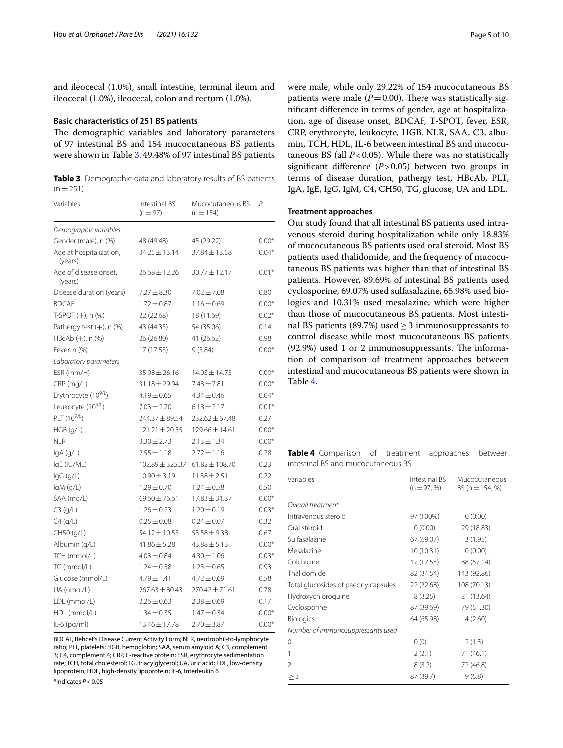and ileocecal (1.0%), small intestine, terminal ileum and ileocecal (1.0%), ileocecal, colon and rectum (1.0%).

### Basic characteristics of 251 BS patients

The demographic variables and laboratory parameters of 97 intestinal BS and 154 mucocutaneous BS patients were shown in Table 3. 49.48% of 97 intestinal BS patients were male, while only 29.22% of 154 mucocutaneous BS patients were male ($P = 0.00$). There was statistically significant difference in terms of gender, age at hospitalization, age of disease onset, BDCAF, T-SPOT, fever, ESR, CRP, erythrocyte, leukocyte, HGB, NLR, SAA, C3, albumin, TCH, HDL, IL-6 between intestinal BS and mucocutaneous BS (all $P < 0.05$). While there was no statistically significant difference ($P > 0.05$) between two groups in terms of disease duration, pathergy test, HBcAb, PLT, IgA, IgE, IgG, IgM, C4, CH50, TG, glucose, UA and LDL.

**Table 3** Demographic data and laboratory results of BS patients (n = 251)

| Variables | Intestinal BS (n = 97) | Mucocutaneous BS (n = 154) | P |
|---|---|---|---|
| *Demographic variables* | | | |
| Gender (male), n (%) | 48 (49.48) | 45 (29.22) | 0.00* |
| Age at hospitalization, (years) | 34.25 ± 13.14 | 37.84 ± 13.58 | 0.04* |
| Age of disease onset, (years) | 26.68 ± 12.26 | 30.77 ± 12.17 | 0.01* |
| Disease duration (years) | 7.27 ± 8.30 | 7.02 ± 7.08 | 0.80 |
| BDCAF | 1.72 ± 0.87 | 1.16 ± 0.69 | 0.00* |
| T-SPOT (+), n (%) | 22 (22.68) | 18 (11.69) | 0.02* |
| Pathergy test (+), n (%) | 43 (44.33) | 54 (35.06) | 0.14 |
| HBcAb (+), n (%) | 26 (26.80) | 41 (26.62) | 0.98 |
| Fever, n (%) | 17 (17.53) | 9 (5.84) | 0.00* |
| *Laboratory parameters* | | | |
| ESR (mm/H) | 35.08 ± 26.16 | 14.03 ± 14.75 | 0.00* |
| CRP (mg/L) | 31.18 ± 29.94 | 7.48 ± 7.81 | 0.00* |
| Erythrocyte ($10^{9/L}$) | 4.19 ± 0.65 | 4.34 ± 0.46 | 0.04* |
| Leukocyte ($10^{9/L}$) | 7.03 ± 2.70 | 6.18 ± 2.17 | 0.01* |
| PLT ($10^{9/L}$) | 244.37 ± 89.54 | 232.62 ± 67.48 | 0.27 |
| HGB (g/L) | 121.21 ± 20.55 | 129.66 ± 14.61 | 0.00* |
| NLR | 3.30 ± 2.73 | 2.13 ± 1.34 | 0.00* |
| IgA (g/L) | 2.55 ± 1.18 | 2.72 ± 1.16 | 0.28 |
| IgE (IU/ML) | 102.89 ± 325.37 | 61.82 ± 108.70 | 0.23 |
| IgG (g/L) | 10.90 ± 3.19 | 11.38 ± 2.51 | 0.22 |
| IgM (g/L) | 1.29 ± 0.70 | 1.24 ± 0.58 | 0.50 |
| SAA (mg/L) | 69.60 ± 76.61 | 17.83 ± 31.37 | 0.00* |
| C3 (g/L) | 1.26 ± 0.23 | 1.20 ± 0.19 | 0.03* |
| C4 (g/L) | 0.25 ± 0.08 | 0.24 ± 0.07 | 0.32 |
| CH50 (g/L) | 54.12 ± 10.55 | 53.58 ± 9.38 | 0.67 |
| Albumin (g/L) | 41.86 ± 5.28 | 43.88 ± 5.13 | 0.00* |
| TCH (mmol/L) | 4.03 ± 0.84 | 4.30 ± 1.06 | 0.03* |
| TG (mmol/L) | 1.24 ± 0.58 | 1.23 ± 0.65 | 0.93 |
| Glucose (mmol/L) | 4.79 ± 1.41 | 4.72 ± 0.69 | 0.58 |
| UA (umol/L) | 267.63 ± 80.43 | 270.42 ± 71.61 | 0.78 |
| LDL (mmol/L) | 2.26 ± 0.63 | 2.38 ± 0.69 | 0.17 |
| HDL (mmol/L) | 1.34 ± 0.35 | 1.47 ± 0.34 | 0.00* |
| IL-6 (pg/ml) | 13.46 ± 17.78 | 2.70 ± 3.87 | 0.00* |

BDCAF, Behcet's Disease Current Activity Form; NLR, neutrophil-to-lymphocyte ratio; PLT, platelets; HGB, hemoglobin; SAA, serum amyloid A; C3, complement 3; C4, complement 4; CRP, C-reactive protein; ESR, erythrocyte sedimentation rate; TCH, total cholesterol; TG, triacylglycerol; UA, uric acid; LDL, low-density lipoprotein; HDL, high-density lipoprotein; IL-6, Interleukin 6

*Indicates $P < 0.05$

### Treatment approaches

Our study found that all intestinal BS patients used intravenous steroid during hospitalization while only 18.83% of mucocutaneous BS patients used oral steroid. Most BS patients used thalidomide, and the frequency of mucocutaneous BS patients was higher than that of intestinal BS patients. However, 89.69% of intestinal BS patients used cyclosporine, 69.07% used sulfasalazine, 65.98% used biologics and 10.31% used mesalazine, which were higher than those of mucocutaneous BS patients. Most intestinal BS patients (89.7%) used ≥ 3 immunosuppressants to control disease while most mucocutaneous BS patients (92.9%) used 1 or 2 immunosuppressants. The information of comparison of treatment approaches between intestinal and mucocutaneous BS patients were shown in Table 4.

**Table 4** Comparison of treatment approaches between intestinal BS and mucocutaneous BS

| Variables | Intestinal BS (n = 97, %) | Mucocutaneous BS (n = 154, %) |
|---|---|---|
| *Overall treatment* | | |
| Intravenous steroid | 97 (100%) | 0 (0.00) |
| Oral steroid | 0 (0.00) | 29 (18.83) |
| Sulfasalazine | 67 (69.07) | 3 (1.95) |
| Mesalazine | 10 (10.31) | 0 (0.00) |
| Colchicine | 17 (17.53) | 88 (57.14) |
| Thalidomide | 82 (84.54) | 143 (92.86) |
| Total glucosides of paeony capsules | 22 (22.68) | 108 (70.13) |
| Hydroxychloroquine | 8 (8.25) | 21 (13.64) |
| Cyclosporine | 87 (89.69) | 79 (51.30) |
| Biologics | 64 (65.98) | 4 (2.60) |
| *Number of immunosuppressants used* | | |
| 0 | 0 (0) | 2 (1.3) |
| 1 | 2 (2.1) | 71 (46.1) |
| 2 | 8 (8.2) | 72 (46.8) |
| ≥ 3 | 87 (89.7) | 9 (5.8) |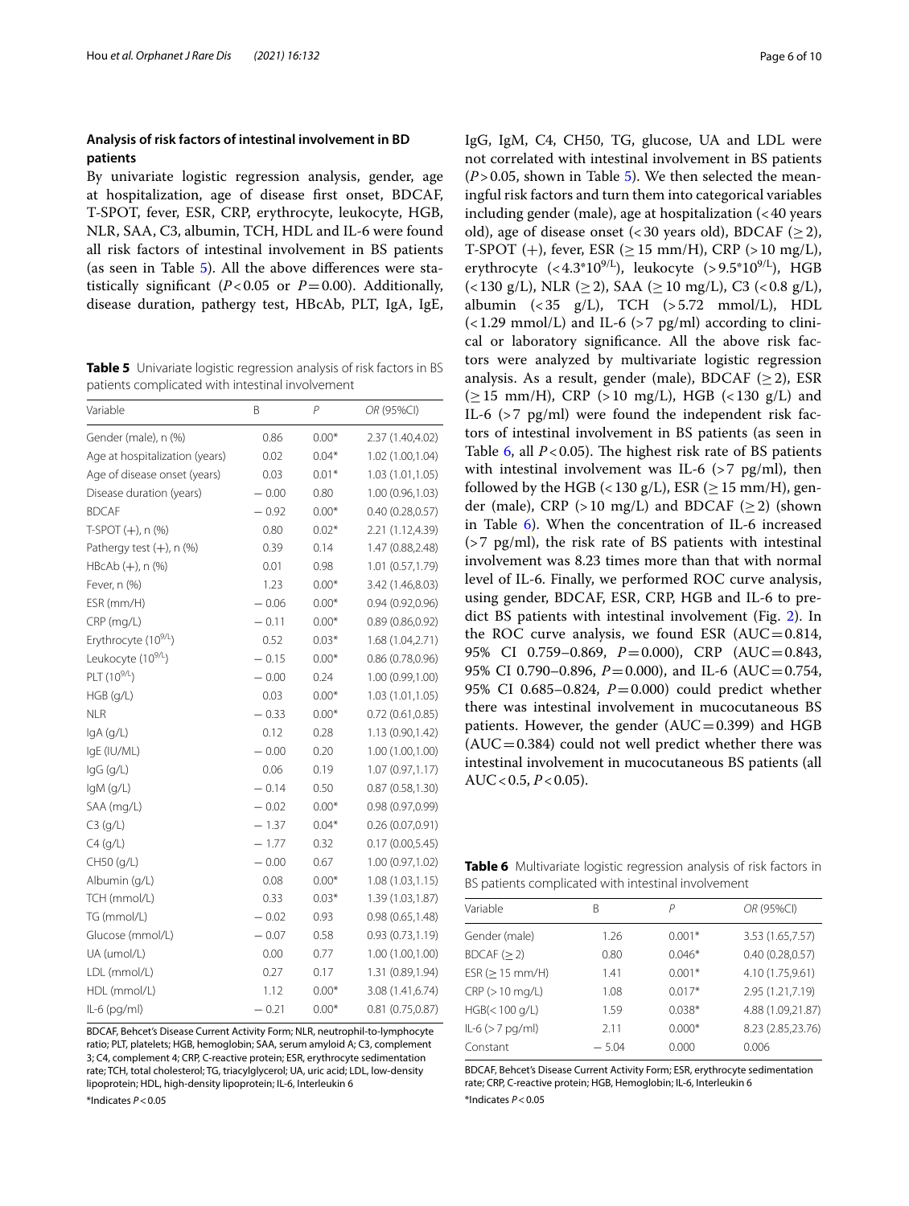### Analysis of risk factors of intestinal involvement in BD patients

By univariate logistic regression analysis, gender, age at hospitalization, age of disease first onset, BDCAF, T-SPOT, fever, ESR, CRP, erythrocyte, leukocyte, HGB, NLR, SAA, C3, albumin, TCH, HDL and IL-6 were found all risk factors of intestinal involvement in BS patients (as seen in Table 5). All the above differences were statistically significant ($P<0.05$ or $P=0.00$). Additionally, disease duration, pathergy test, HBcAb, PLT, IgA, IgE, IgG, IgM, C4, CH50, TG, glucose, UA and LDL were not correlated with intestinal involvement in BS patients ($P>0.05$, shown in Table 5). We then selected the meaningful risk factors and turn them into categorical variables including gender (male), age at hospitalization (<40 years old), age of disease onset (<30 years old), BDCAF (≥2), T-SPOT (+), fever, ESR (≥15 mm/H), CRP (>10 mg/L), erythrocyte (<4.3*$10^{9/L}$), leukocyte (>9.5*$10^{9/L}$), HGB (<130 g/L), NLR (≥2), SAA (≥10 mg/L), C3 (<0.8 g/L), albumin (<35 g/L), TCH (>5.72 mmol/L), HDL (<1.29 mmol/L) and IL-6 (>7 pg/ml) according to clinical or laboratory significance. All the above risk factors were analyzed by multivariate logistic regression analysis. As a result, gender (male), BDCAF (≥2), ESR (≥15 mm/H), CRP (>10 mg/L), HGB (<130 g/L) and IL-6 (>7 pg/ml) were found the independent risk factors of intestinal involvement in BS patients (as seen in Table 6, all $P<0.05$). The highest risk rate of BS patients with intestinal involvement was IL-6 (>7 pg/ml), then followed by the HGB (<130 g/L), ESR (≥15 mm/H), gender (male), CRP (>10 mg/L) and BDCAF (≥2) (shown in Table 6). When the concentration of IL-6 increased (>7 pg/ml), the risk rate of BS patients with intestinal involvement was 8.23 times more than that with normal level of IL-6. Finally, we performed ROC curve analysis, using gender, BDCAF, ESR, CRP, HGB and IL-6 to predict BS patients with intestinal involvement (Fig. 2). In the ROC curve analysis, we found ESR (AUC=0.814, 95% CI 0.759–0.869, $P=0.000$), CRP (AUC=0.843, 95% CI 0.790–0.896, $P=0.000$), and IL-6 (AUC=0.754, 95% CI 0.685–0.824, $P=0.000$) could predict whether there was intestinal involvement in mucocutaneous BS patients. However, the gender (AUC=0.399) and HGB (AUC=0.384) could not well predict whether there was intestinal involvement in mucocutaneous BS patients (all AUC<0.5, $P<0.05$).

**Table 5** Univariate logistic regression analysis of risk factors in BS patients complicated with intestinal involvement

| Variable | B | *P* | *OR* (95%CI) |
|---|---|---|---|
| Gender (male), n (%) | 0.86 | 0.00* | 2.37 (1.40,4.02) |
| Age at hospitalization (years) | 0.02 | 0.04* | 1.02 (1.00,1.04) |
| Age of disease onset (years) | 0.03 | 0.01* | 1.03 (1.01,1.05) |
| Disease duration (years) | − 0.00 | 0.80 | 1.00 (0.96,1.03) |
| BDCAF | − 0.92 | 0.00* | 0.40 (0.28,0.57) |
| T-SPOT (+), n (%) | 0.80 | 0.02* | 2.21 (1.12,4.39) |
| Pathergy test (+), n (%) | 0.39 | 0.14 | 1.47 (0.88,2.48) |
| HBcAb (+), n (%) | 0.01 | 0.98 | 1.01 (0.57,1.79) |
| Fever, n (%) | 1.23 | 0.00* | 3.42 (1.46,8.03) |
| ESR (mm/H) | − 0.06 | 0.00* | 0.94 (0.92,0.96) |
| CRP (mg/L) | − 0.11 | 0.00* | 0.89 (0.86,0.92) |
| Erythrocyte ($10^{9/L}$) | 0.52 | 0.03* | 1.68 (1.04,2.71) |
| Leukocyte ($10^{9/L}$) | − 0.15 | 0.00* | 0.86 (0.78,0.96) |
| PLT ($10^{9/L}$) | − 0.00 | 0.24 | 1.00 (0.99,1.00) |
| HGB (g/L) | 0.03 | 0.00* | 1.03 (1.01,1.05) |
| NLR | − 0.33 | 0.00* | 0.72 (0.61,0.85) |
| IgA (g/L) | 0.12 | 0.28 | 1.13 (0.90,1.42) |
| IgE (IU/ML) | − 0.00 | 0.20 | 1.00 (1.00,1.00) |
| IgG (g/L) | 0.06 | 0.19 | 1.07 (0.97,1.17) |
| IgM (g/L) | − 0.14 | 0.50 | 0.87 (0.58,1.30) |
| SAA (mg/L) | − 0.02 | 0.00* | 0.98 (0.97,0.99) |
| C3 (g/L) | − 1.37 | 0.04* | 0.26 (0.07,0.91) |
| C4 (g/L) | − 1.77 | 0.32 | 0.17 (0.00,5.45) |
| CH50 (g/L) | − 0.00 | 0.67 | 1.00 (0.97,1.02) |
| Albumin (g/L) | 0.08 | 0.00* | 1.08 (1.03,1.15) |
| TCH (mmol/L) | 0.33 | 0.03* | 1.39 (1.03,1.87) |
| TG (mmol/L) | − 0.02 | 0.93 | 0.98 (0.65,1.48) |
| Glucose (mmol/L) | − 0.07 | 0.58 | 0.93 (0.73,1.19) |
| UA (umol/L) | 0.00 | 0.77 | 1.00 (1.00,1.00) |
| LDL (mmol/L) | 0.27 | 0.17 | 1.31 (0.89,1.94) |
| HDL (mmol/L) | 1.12 | 0.00* | 3.08 (1.41,6.74) |
| IL-6 (pg/ml) | − 0.21 | 0.00* | 0.81 (0.75,0.87) |

BDCAF, Behcet's Disease Current Activity Form; NLR, neutrophil-to-lymphocyte ratio; PLT, platelets; HGB, hemoglobin; SAA, serum amyloid A; C3, complement 3; C4, complement 4; CRP, C-reactive protein; ESR, erythrocyte sedimentation rate; TCH, total cholesterol; TG, triacylglycerol; UA, uric acid; LDL, low-density lipoprotein; HDL, high-density lipoprotein; IL-6, Interleukin 6

*Indicates $P<0.05$

**Table 6** Multivariate logistic regression analysis of risk factors in BS patients complicated with intestinal involvement

| Variable | B | *P* | *OR* (95%CI) |
|---|---|---|---|
| Gender (male) | 1.26 | 0.001* | 3.53 (1.65,7.57) |
| BDCAF (≥2) | 0.80 | 0.046* | 0.40 (0.28,0.57) |
| ESR (≥15 mm/H) | 1.41 | 0.001* | 4.10 (1.75,9.61) |
| CRP (>10 mg/L) | 1.08 | 0.017* | 2.95 (1.21,7.19) |
| HGB(<100 g/L) | 1.59 | 0.038* | 4.88 (1.09,21.87) |
| IL-6 (>7 pg/ml) | 2.11 | 0.000* | 8.23 (2.85,23.76) |
| Constant | − 5.04 | 0.000 | 0.006 |

BDCAF, Behcet's Disease Current Activity Form; ESR, erythrocyte sedimentation rate; CRP, C-reactive protein; HGB, Hemoglobin; IL-6, Interleukin 6

*Indicates $P<0.05$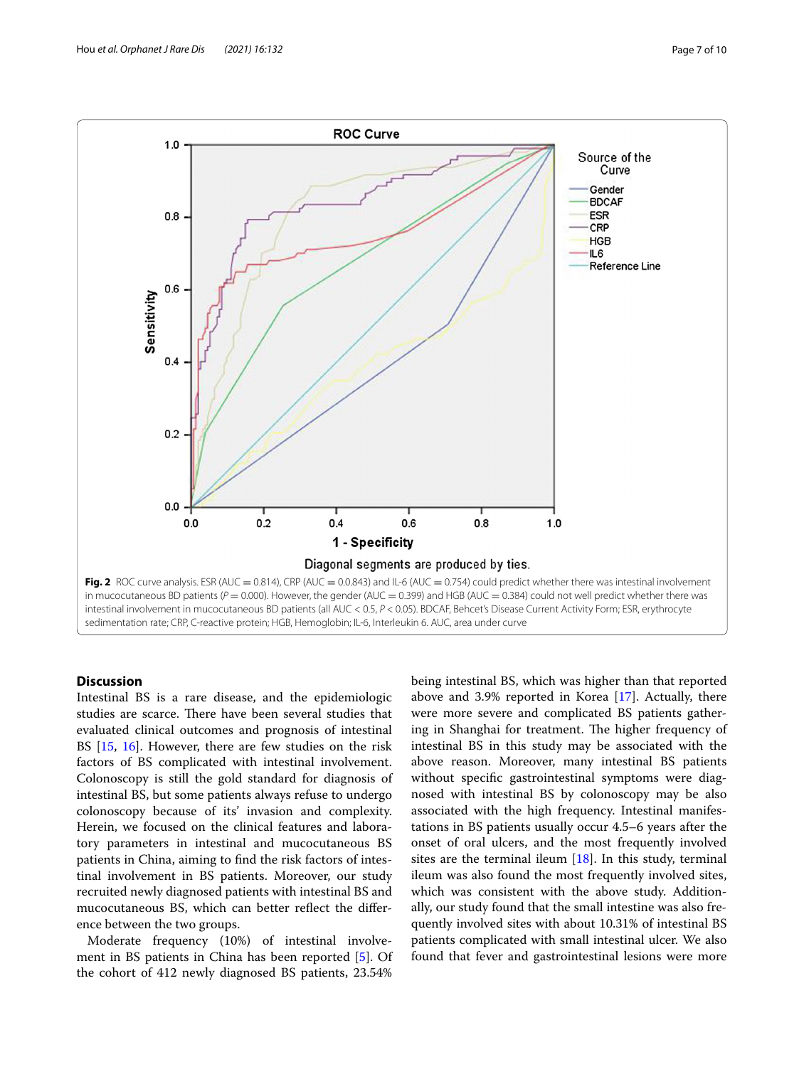**Fig. 2** ROC curve analysis. ESR (AUC = 0.814), CRP (AUC = 0.0.843) and IL-6 (AUC = 0.754) could predict whether there was intestinal involvement in mucocutaneous BD patients ($P = 0.000$). However, the gender (AUC = 0.399) and HGB (AUC = 0.384) could not well predict whether there was intestinal involvement in mucocutaneous BD patients (all AUC < 0.5, $P < 0.05$). BDCAF, Behcet's Disease Current Activity Form; ESR, erythrocyte sedimentation rate; CRP, C-reactive protein; HGB, Hemoglobin; IL-6, Interleukin 6. AUC, area under curve

## Discussion

Intestinal BS is a rare disease, and the epidemiologic studies are scarce. There have been several studies that evaluated clinical outcomes and prognosis of intestinal BS [15, 16]. However, there are few studies on the risk factors of BS complicated with intestinal involvement. Colonoscopy is still the gold standard for diagnosis of intestinal BS, but some patients always refuse to undergo colonoscopy because of its' invasion and complexity. Herein, we focused on the clinical features and laboratory parameters in intestinal and mucocutaneous BS patients in China, aiming to find the risk factors of intestinal involvement in BS patients. Moreover, our study recruited newly diagnosed patients with intestinal BS and mucocutaneous BS, which can better reflect the difference between the two groups.

Moderate frequency (10%) of intestinal involvement in BS patients in China has been reported [5]. Of the cohort of 412 newly diagnosed BS patients, 23.54% being intestinal BS, which was higher than that reported above and 3.9% reported in Korea [17]. Actually, there were more severe and complicated BS patients gathering in Shanghai for treatment. The higher frequency of intestinal BS in this study may be associated with the above reason. Moreover, many intestinal BS patients without specific gastrointestinal symptoms were diagnosed with intestinal BS by colonoscopy may be also associated with the high frequency. Intestinal manifestations in BS patients usually occur 4.5–6 years after the onset of oral ulcers, and the most frequently involved sites are the terminal ileum [18]. In this study, terminal ileum was also found the most frequently involved sites, which was consistent with the above study. Additionally, our study found that the small intestine was also frequently involved sites with about 10.31% of intestinal BS patients complicated with small intestinal ulcer. We also found that fever and gastrointestinal lesions were more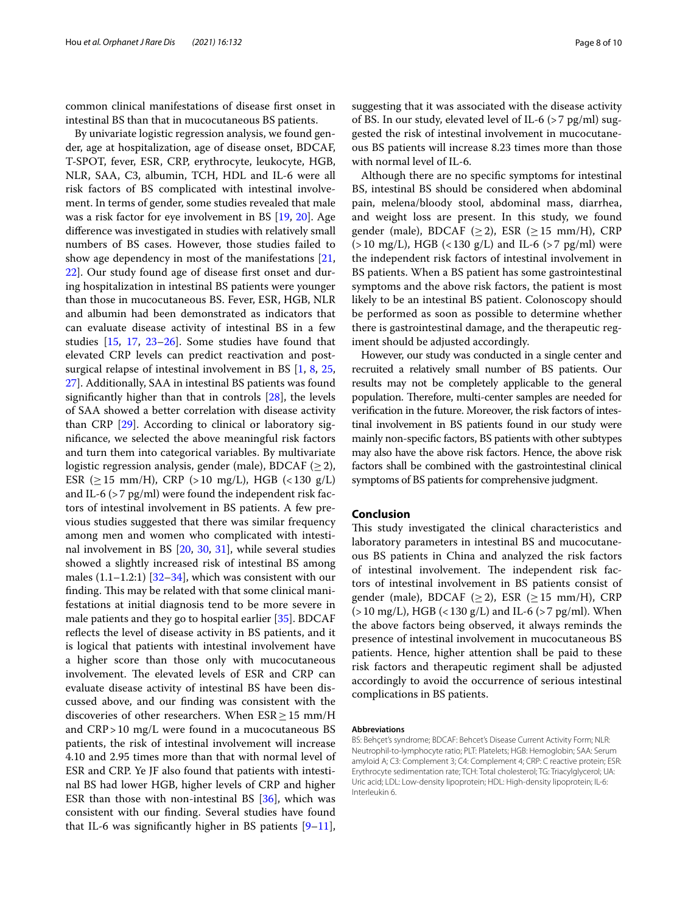common clinical manifestations of disease first onset in intestinal BS than that in mucocutaneous BS patients.

By univariate logistic regression analysis, we found gender, age at hospitalization, age of disease onset, BDCAF, T-SPOT, fever, ESR, CRP, erythrocyte, leukocyte, HGB, NLR, SAA, C3, albumin, TCH, HDL and IL-6 were all risk factors of BS complicated with intestinal involvement. In terms of gender, some studies revealed that male was a risk factor for eye involvement in BS [19, 20]. Age difference was investigated in studies with relatively small numbers of BS cases. However, those studies failed to show age dependency in most of the manifestations [21, 22]. Our study found age of disease first onset and during hospitalization in intestinal BS patients were younger than those in mucocutaneous BS. Fever, ESR, HGB, NLR and albumin had been demonstrated as indicators that can evaluate disease activity of intestinal BS in a few studies [15, 17, 23–26]. Some studies have found that elevated CRP levels can predict reactivation and post-surgical relapse of intestinal involvement in BS [1, 8, 25, 27]. Additionally, SAA in intestinal BS patients was found significantly higher than that in controls [28], the levels of SAA showed a better correlation with disease activity than CRP [29]. According to clinical or laboratory significance, we selected the above meaningful risk factors and turn them into categorical variables. By multivariate logistic regression analysis, gender (male), BDCAF ($\geq 2$), ESR ($\geq 15$ mm/H), CRP ($>10$ mg/L), HGB ($<130$ g/L) and IL-6 ($>7$ pg/ml) were found the independent risk factors of intestinal involvement in BS patients. A few previous studies suggested that there was similar frequency among men and women who complicated with intestinal involvement in BS [20, 30, 31], while several studies showed a slightly increased risk of intestinal BS among males (1.1–1.2:1) [32–34], which was consistent with our finding. This may be related with that some clinical manifestations at initial diagnosis tend to be more severe in male patients and they go to hospital earlier [35]. BDCAF reflects the level of disease activity in BS patients, and it is logical that patients with intestinal involvement have a higher score than those only with mucocutaneous involvement. The elevated levels of ESR and CRP can evaluate disease activity of intestinal BS have been discussed above, and our finding was consistent with the discoveries of other researchers. When ESR $\geq 15$ mm/H and CRP $>10$ mg/L were found in a mucocutaneous BS patients, the risk of intestinal involvement will increase 4.10 and 2.95 times more than that with normal level of ESR and CRP. Ye JF also found that patients with intestinal BS had lower HGB, higher levels of CRP and higher ESR than those with non-intestinal BS [36], which was consistent with our finding. Several studies have found that IL-6 was significantly higher in BS patients [9–11], suggesting that it was associated with the disease activity of BS. In our study, elevated level of IL-6 ($>7$ pg/ml) suggested the risk of intestinal involvement in mucocutaneous BS patients will increase 8.23 times more than those with normal level of IL-6.

Although there are no specific symptoms for intestinal BS, intestinal BS should be considered when abdominal pain, melena/bloody stool, abdominal mass, diarrhea, and weight loss are present. In this study, we found gender (male), BDCAF ($\geq 2$), ESR ($\geq 15$ mm/H), CRP ($>10$ mg/L), HGB ($<130$ g/L) and IL-6 ($>7$ pg/ml) were the independent risk factors of intestinal involvement in BS patients. When a BS patient has some gastrointestinal symptoms and the above risk factors, the patient is most likely to be an intestinal BS patient. Colonoscopy should be performed as soon as possible to determine whether there is gastrointestinal damage, and the therapeutic regiment should be adjusted accordingly.

However, our study was conducted in a single center and recruited a relatively small number of BS patients. Our results may not be completely applicable to the general population. Therefore, multi-center samples are needed for verification in the future. Moreover, the risk factors of intestinal involvement in BS patients found in our study were mainly non-specific factors, BS patients with other subtypes may also have the above risk factors. Hence, the above risk factors shall be combined with the gastrointestinal clinical symptoms of BS patients for comprehensive judgment.

## Conclusion

This study investigated the clinical characteristics and laboratory parameters in intestinal BS and mucocutaneous BS patients in China and analyzed the risk factors of intestinal involvement. The independent risk factors of intestinal involvement in BS patients consist of gender (male), BDCAF ($\geq 2$), ESR ($\geq 15$ mm/H), CRP ($>10$ mg/L), HGB ($<130$ g/L) and IL-6 ($>7$ pg/ml). When the above factors being observed, it always reminds the presence of intestinal involvement in mucocutaneous BS patients. Hence, higher attention shall be paid to these risk factors and therapeutic regiment shall be adjusted accordingly to avoid the occurrence of serious intestinal complications in BS patients.

#### Abbreviations

BS: Behçet's syndrome; BDCAF: Behcet's Disease Current Activity Form; NLR: Neutrophil-to-lymphocyte ratio; PLT: Platelets; HGB: Hemoglobin; SAA: Serum amyloid A; C3: Complement 3; C4: Complement 4; CRP: C reactive protein; ESR: Erythrocyte sedimentation rate; TCH: Total cholesterol; TG: Triacylglycerol; UA: Uric acid; LDL: Low-density lipoprotein; HDL: High-density lipoprotein; IL-6: Interleukin 6.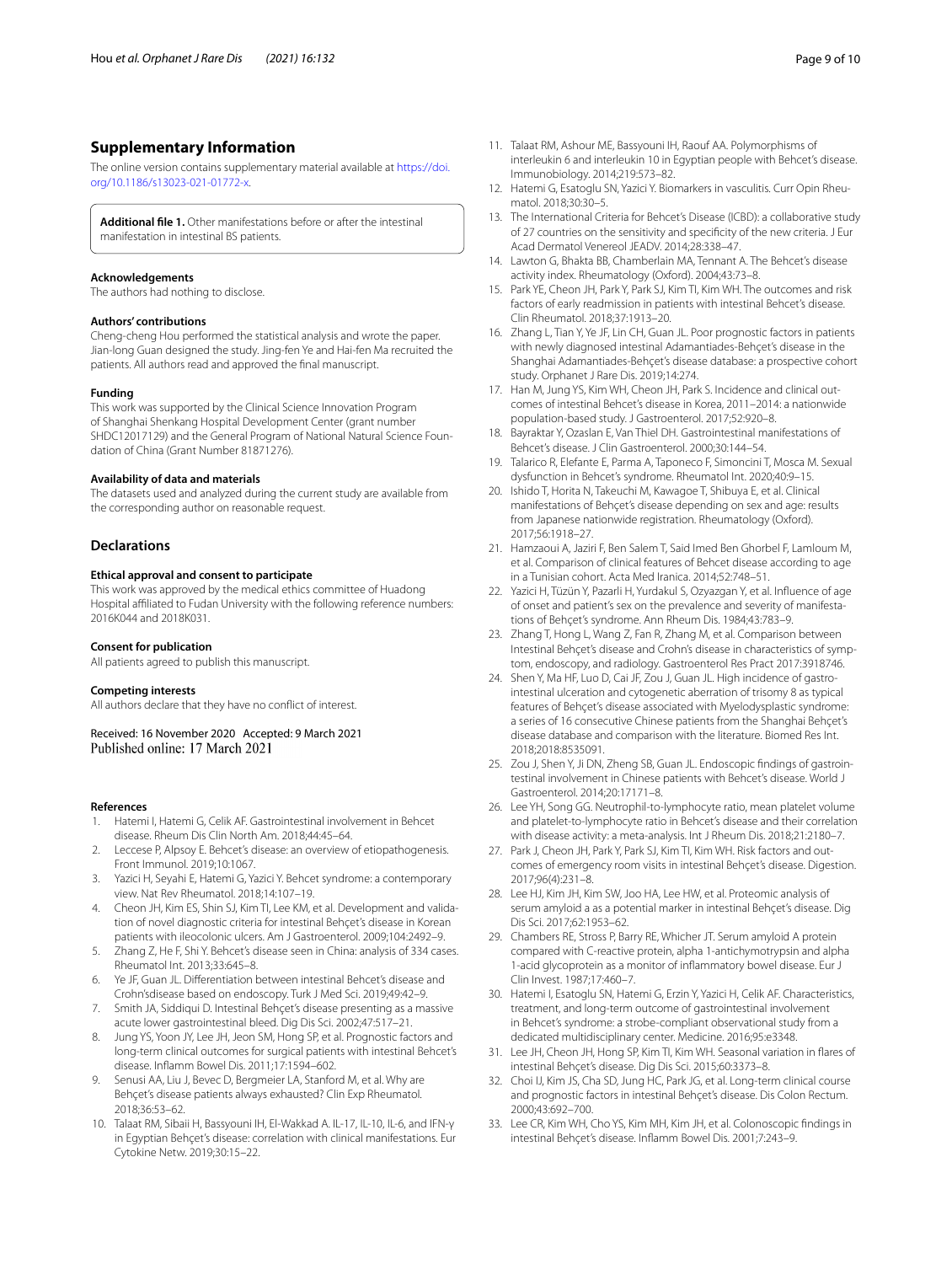## Supplementary Information

The online version contains supplementary material available at https://doi.org/10.1186/s13023-021-01772-x.

**Additional file 1.** Other manifestations before or after the intestinal manifestation in intestinal BS patients.

### Acknowledgements

The authors had nothing to disclose.

### Authors' contributions

Cheng-cheng Hou performed the statistical analysis and wrote the paper. Jian-long Guan designed the study. Jing-fen Ye and Hai-fen Ma recruited the patients. All authors read and approved the final manuscript.

### Funding

This work was supported by the Clinical Science Innovation Program of Shanghai Shenkang Hospital Development Center (grant number SHDC12017129) and the General Program of National Natural Science Foundation of China (Grant Number 81871276).

### Availability of data and materials

The datasets used and analyzed during the current study are available from the corresponding author on reasonable request.

## Declarations

### Ethical approval and consent to participate

This work was approved by the medical ethics committee of Huadong Hospital affiliated to Fudan University with the following reference numbers: 2016K044 and 2018K031.

### Consent for publication

All patients agreed to publish this manuscript.

### Competing interests

All authors declare that they have no conflict of interest.

Received: 16 November 2020 Accepted: 9 March 2021
Published online: 17 March 2021

### References

1. Hatemi I, Hatemi G, Celik AF. Gastrointestinal involvement in Behcet disease. Rheum Dis Clin North Am. 2018;44:45–64.
2. Leccese P, Alpsoy E. Behcet's disease: an overview of etiopathogenesis. Front Immunol. 2019;10:1067.
3. Yazici H, Seyahi E, Hatemi G, Yazici Y. Behcet syndrome: a contemporary view. Nat Rev Rheumatol. 2018;14:107–19.
4. Cheon JH, Kim ES, Shin SJ, Kim TI, Lee KM, et al. Development and validation of novel diagnostic criteria for intestinal Behçet's disease in Korean patients with ileocolonic ulcers. Am J Gastroenterol. 2009;104:2492–9.
5. Zhang Z, He F, Shi Y. Behcet's disease seen in China: analysis of 334 cases. Rheumatol Int. 2013;33:645–8.
6. Ye JF, Guan JL. Differentiation between intestinal Behcet's disease and Crohn'sdisease based on endoscopy. Turk J Med Sci. 2019;49:42–9.
7. Smith JA, Siddiqui D. Intestinal Behçet's disease presenting as a massive acute lower gastrointestinal bleed. Dig Dis Sci. 2002;47:517–21.
8. Jung YS, Yoon JY, Lee JH, Jeon SM, Hong SP, et al. Prognostic factors and long-term clinical outcomes for surgical patients with intestinal Behcet's disease. Inflamm Bowel Dis. 2011;17:1594–602.
9. Senusi AA, Liu J, Bevec D, Bergmeier LA, Stanford M, et al. Why are Behçet's disease patients always exhausted? Clin Exp Rheumatol. 2018;36:53–62.
10. Talaat RM, Sibaii H, Bassyouni IH, El-Wakkad A. IL-17, IL-10, IL-6, and IFN-γ in Egyptian Behçet's disease: correlation with clinical manifestations. Eur Cytokine Netw. 2019;30:15–22.
11. Talaat RM, Ashour ME, Bassyouni IH, Raouf AA. Polymorphisms of interleukin 6 and interleukin 10 in Egyptian people with Behcet's disease. Immunobiology. 2014;219:573–82.
12. Hatemi G, Esatoglu SN, Yazici Y. Biomarkers in vasculitis. Curr Opin Rheumatol. 2018;30:30–5.
13. The International Criteria for Behcet's Disease (ICBD): a collaborative study of 27 countries on the sensitivity and specificity of the new criteria. J Eur Acad Dermatol Venereol JEADV. 2014;28:338–47.
14. Lawton G, Bhakta BB, Chamberlain MA, Tennant A. The Behcet's disease activity index. Rheumatology (Oxford). 2004;43:73–8.
15. Park YE, Cheon JH, Park Y, Park SJ, Kim TI, Kim WH. The outcomes and risk factors of early readmission in patients with intestinal Behcet's disease. Clin Rheumatol. 2018;37:1913–20.
16. Zhang L, Tian Y, Ye JF, Lin CH, Guan JL. Poor prognostic factors in patients with newly diagnosed intestinal Adamantiades-Behçet's disease in the Shanghai Adamantiades-Behçet's disease database: a prospective cohort study. Orphanet J Rare Dis. 2019;14:274.
17. Han M, Jung YS, Kim WH, Cheon JH, Park S. Incidence and clinical outcomes of intestinal Behcet's disease in Korea, 2011–2014: a nationwide population-based study. J Gastroenterol. 2017;52:920–8.
18. Bayraktar Y, Ozaslan E, Van Thiel DH. Gastrointestinal manifestations of Behcet's disease. J Clin Gastroenterol. 2000;30:144–54.
19. Talarico R, Elefante E, Parma A, Taponeco F, Simoncini T, Mosca M. Sexual dysfunction in Behcet's syndrome. Rheumatol Int. 2020;40:9–15.
20. Ishido T, Horita N, Takeuchi M, Kawagoe T, Shibuya E, et al. Clinical manifestations of Behçet's disease depending on sex and age: results from Japanese nationwide registration. Rheumatology (Oxford). 2017;56:1918–27.
21. Hamzaoui A, Jaziri F, Ben Salem T, Said Imed Ben Ghorbel F, Lamloum M, et al. Comparison of clinical features of Behcet disease according to age in a Tunisian cohort. Acta Med Iranica. 2014;52:748–51.
22. Yazici H, Tüzün Y, Pazarli H, Yurdakul S, Ozyazgan Y, et al. Influence of age of onset and patient's sex on the prevalence and severity of manifestations of Behçet's syndrome. Ann Rheum Dis. 1984;43:783–9.
23. Zhang T, Hong L, Wang Z, Fan R, Zhang M, et al. Comparison between Intestinal Behçet's disease and Crohn's disease in characteristics of symptom, endoscopy, and radiology. Gastroenterol Res Pract 2017:3918746.
24. Shen Y, Ma HF, Luo D, Cai JF, Zou J, Guan JL. High incidence of gastrointestinal ulceration and cytogenetic aberration of trisomy 8 as typical features of Behçet's disease associated with Myelodysplastic syndrome: a series of 16 consecutive Chinese patients from the Shanghai Behçet's disease database and comparison with the literature. Biomed Res Int. 2018;2018:8535091.
25. Zou J, Shen Y, Ji DN, Zheng SB, Guan JL. Endoscopic findings of gastrointestinal involvement in Chinese patients with Behcet's disease. World J Gastroenterol. 2014;20:17171–8.
26. Lee YH, Song GG. Neutrophil-to-lymphocyte ratio, mean platelet volume and platelet-to-lymphocyte ratio in Behçet's disease and their correlation with disease activity: a meta-analysis. Int J Rheum Dis. 2018;21:2180–7.
27. Park J, Cheon JH, Park Y, Park SJ, Kim TI, Kim WH. Risk factors and outcomes of emergency room visits in intestinal Behçet's disease. Digestion. 2017;96(4):231–8.
28. Lee HJ, Kim JH, Kim SW, Joo HA, Lee HW, et al. Proteomic analysis of serum amyloid a as a potential marker in intestinal Behçet's disease. Dig Dis Sci. 2017;62:1953–62.
29. Chambers RE, Stross P, Barry RE, Whicher JT. Serum amyloid A protein compared with C-reactive protein, alpha 1-antichymotrypsin and alpha 1-acid glycoprotein as a monitor of inflammatory bowel disease. Eur J Clin Invest. 1987;17:460–7.
30. Hatemi I, Esatoglu SN, Hatemi G, Erzin Y, Yazici H, Celik AF. Characteristics, treatment, and long-term outcome of gastrointestinal involvement in Behcet's syndrome: a strobe-compliant observational study from a dedicated multidisciplinary center. Medicine. 2016;95:e3348.
31. Lee JH, Cheon JH, Hong SP, Kim TI, Kim WH. Seasonal variation in flares of intestinal Behçet's disease. Dig Dis Sci. 2015;60:3373–8.
32. Choi IJ, Kim JS, Cha SD, Jung HC, Park JG, et al. Long-term clinical course and prognostic factors in intestinal Behçet's disease. Dis Colon Rectum. 2000;43:692–700.
33. Lee CR, Kim WH, Cho YS, Kim MH, Kim JH, et al. Colonoscopic findings in intestinal Behçet's disease. Inflamm Bowel Dis. 2001;7:243–9.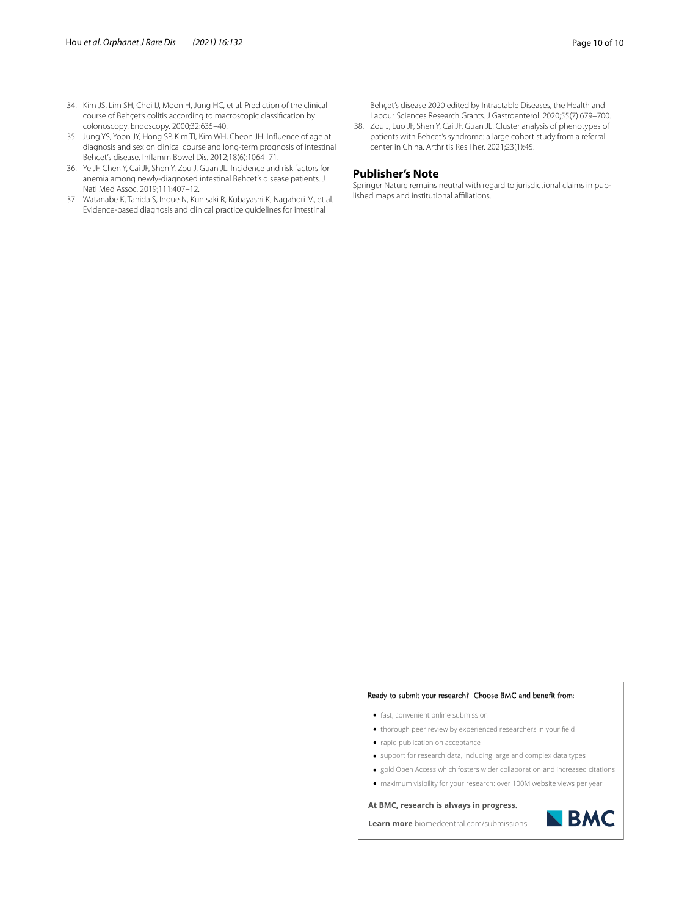34. Kim JS, Lim SH, Choi IJ, Moon H, Jung HC, et al. Prediction of the clinical course of Behçet's colitis according to macroscopic classification by colonoscopy. Endoscopy. 2000;32:635–40.
35. Jung YS, Yoon JY, Hong SP, Kim TI, Kim WH, Cheon JH. Influence of age at diagnosis and sex on clinical course and long-term prognosis of intestinal Behcet's disease. Inflamm Bowel Dis. 2012;18(6):1064–71.
36. Ye JF, Chen Y, Cai JF, Shen Y, Zou J, Guan JL. Incidence and risk factors for anemia among newly-diagnosed intestinal Behcet's disease patients. J Natl Med Assoc. 2019;111:407–12.
37. Watanabe K, Tanida S, Inoue N, Kunisaki R, Kobayashi K, Nagahori M, et al. Evidence-based diagnosis and clinical practice guidelines for intestinal Behçet's disease 2020 edited by Intractable Diseases, the Health and Labour Sciences Research Grants. J Gastroenterol. 2020;55(7):679–700.
38. Zou J, Luo JF, Shen Y, Cai JF, Guan JL. Cluster analysis of phenotypes of patients with Behcet's syndrome: a large cohort study from a referral center in China. Arthritis Res Ther. 2021;23(1):45.

## Publisher's Note

Springer Nature remains neutral with regard to jurisdictional claims in published maps and institutional affiliations.

Ready to submit your research? Choose BMC and benefit from:

- fast, convenient online submission
- thorough peer review by experienced researchers in your field
- rapid publication on acceptance
- support for research data, including large and complex data types
- gold Open Access which fosters wider collaboration and increased citations
- maximum visibility for your research: over 100M website views per year

**At BMC, research is always in progress.**

**Learn more** biomedcentral.com/submissions

BMC